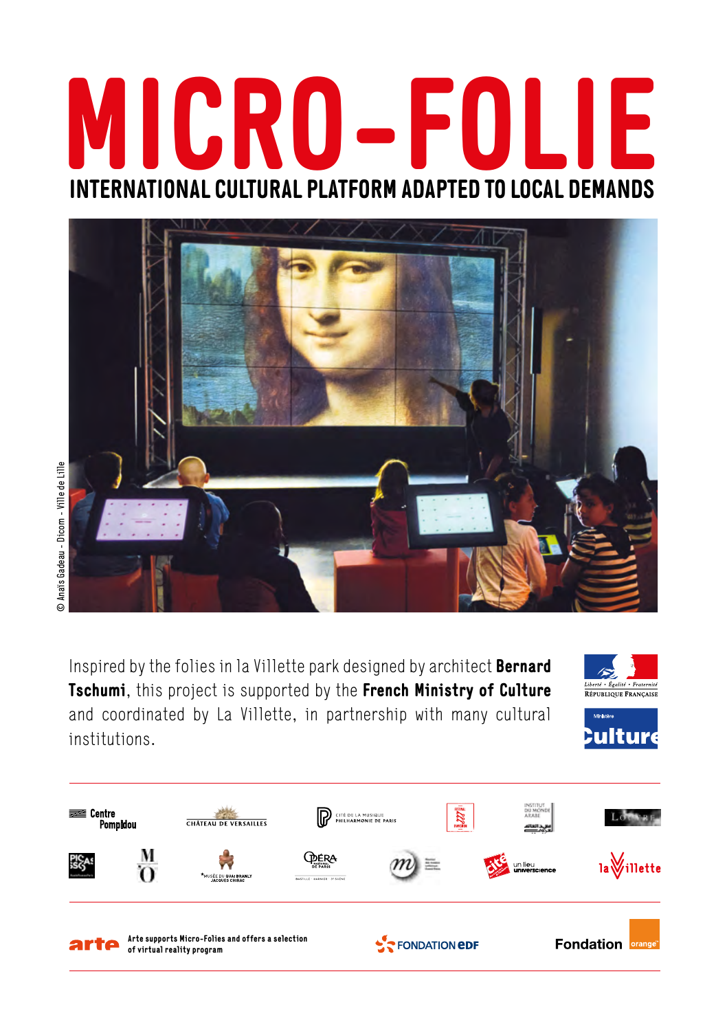# MICRO-FOLIE

## INTERNATIONAL CULTURAL PLATFORM ADAPTED TO LOCAL DEMANDS

© Anaïs Gadeau - Dicom - Ville de Lille

Inspired by the folies in la Villette park designed by architect **Bernard Tschumi**, this project is supported by the **French Ministry of Culture** and coordinated by La Villette, in partnership with many cultural institutions.

Arte supports Micro-Folies and offers a selection of virtual reality program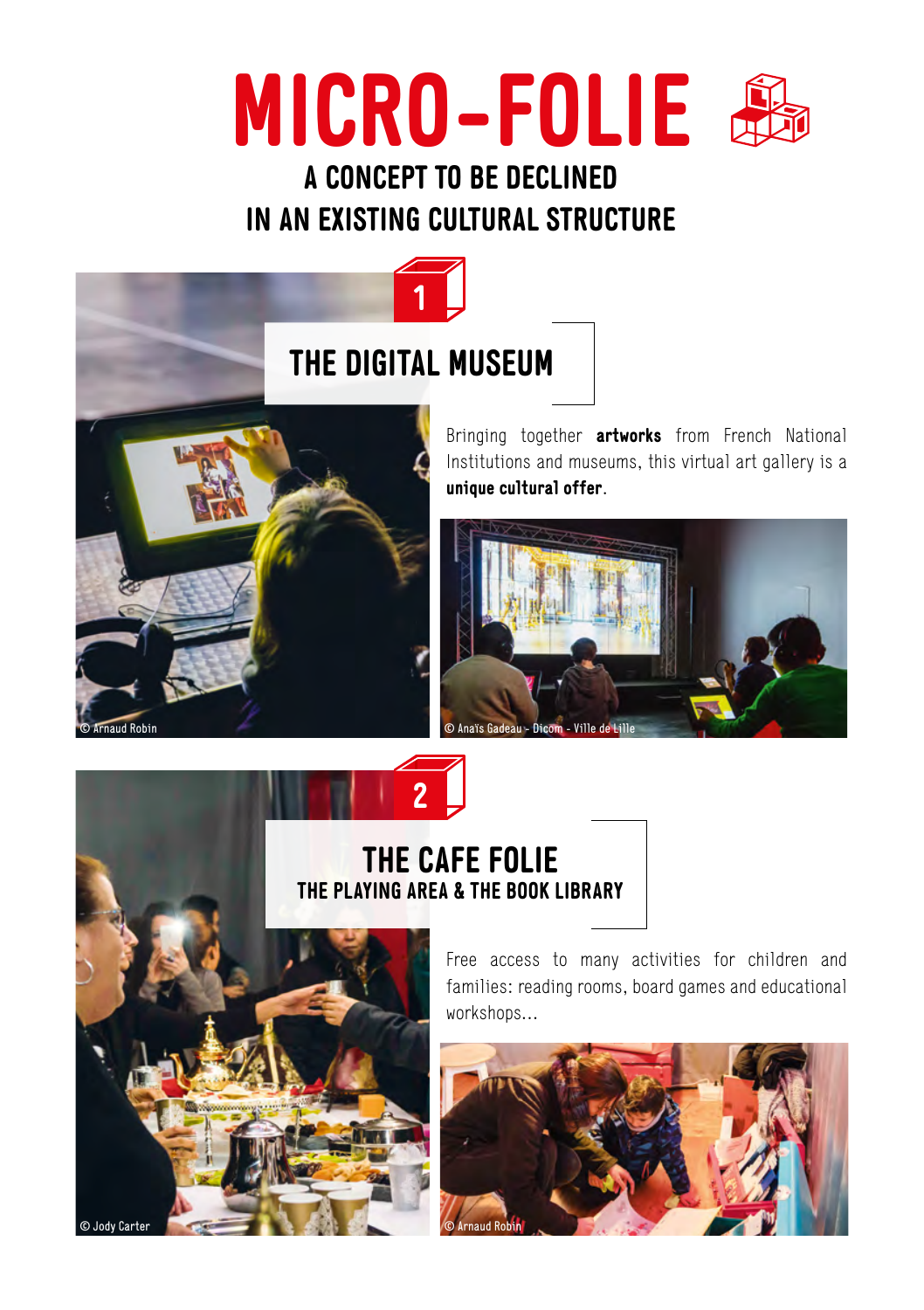# MICRO-FOLIE

## A CONCEPT TO BE DECLINED IN AN EXISTING CULTURAL STRUCTURE

1

## THE DIGITAL MUSEUM

Bringing together **artworks** from French National Institutions and museums, this virtual art gallery is a **unique cultural offer**.

© Arnaud Robin

© Anaïs Gadeau - Dicom - Ville de Lille

2

## THE CAFE FOLIE

### THE PLAYING AREA & THE BOOK LIBRARY

Free access to many activities for children and families: reading rooms, board games and educational workshops...

© Jody Carter

© Arnaud Robin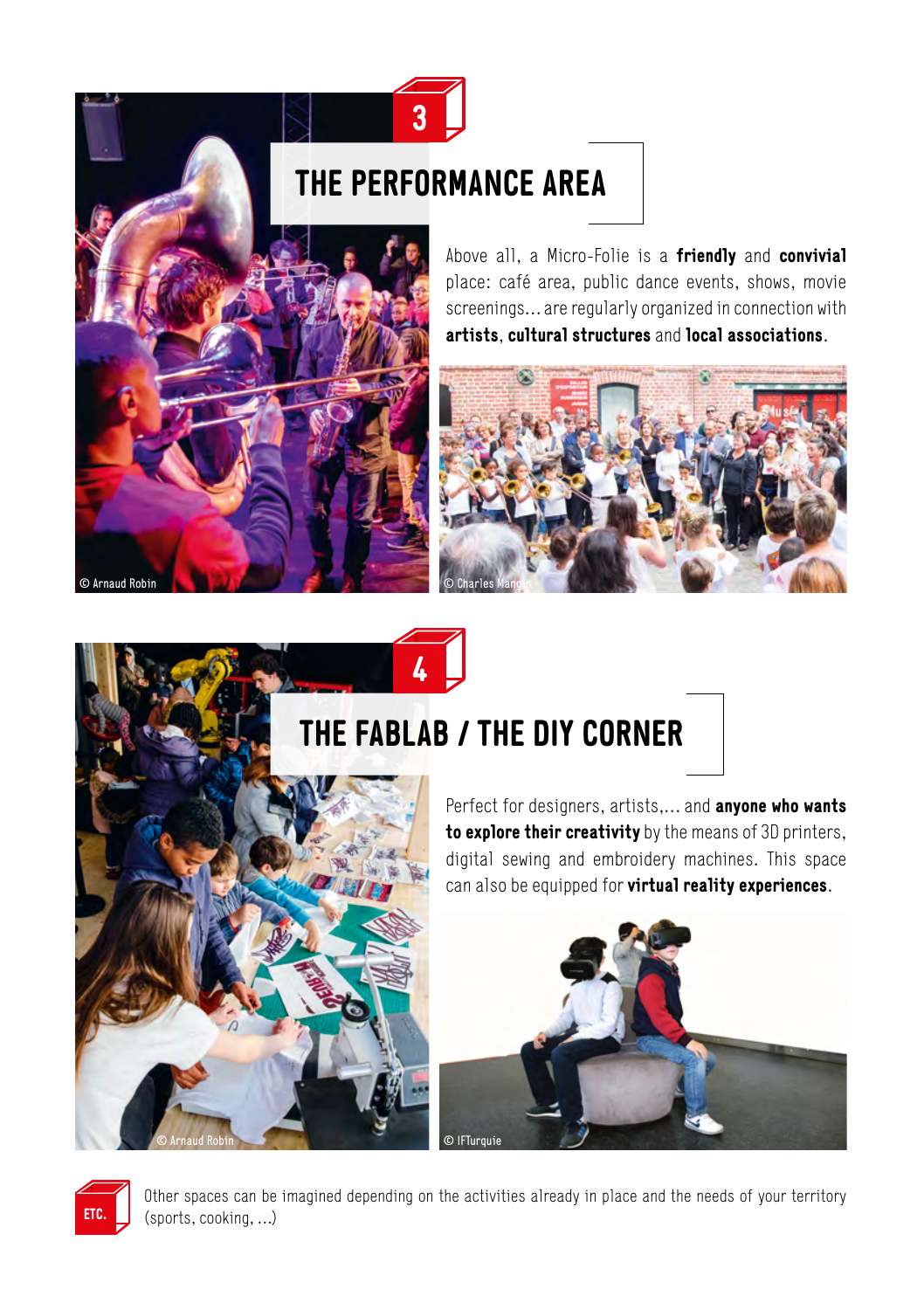## 3

## THE PERFORMANCE AREA

Above all, a Micro-Folie is a **friendly** and **convivial** place: café area, public dance events, shows, movie screenings… are regularly organized in connection with **artists**, **cultural structures** and **local associations**.

© Arnaud Robin

© Charles Mangin

## 4

## THE FABLAB / THE DIY CORNER

Perfect for designers, artists,… and **anyone who wants to explore their creativity** by the means of 3D printers, digital sewing and embroidery machines. This space can also be equipped for **virtual reality experiences**.

© Arnaud Robin

© IFTurquie

**ETC.**

Other spaces can be imagined depending on the activities already in place and the needs of your territory (sports, cooking, …)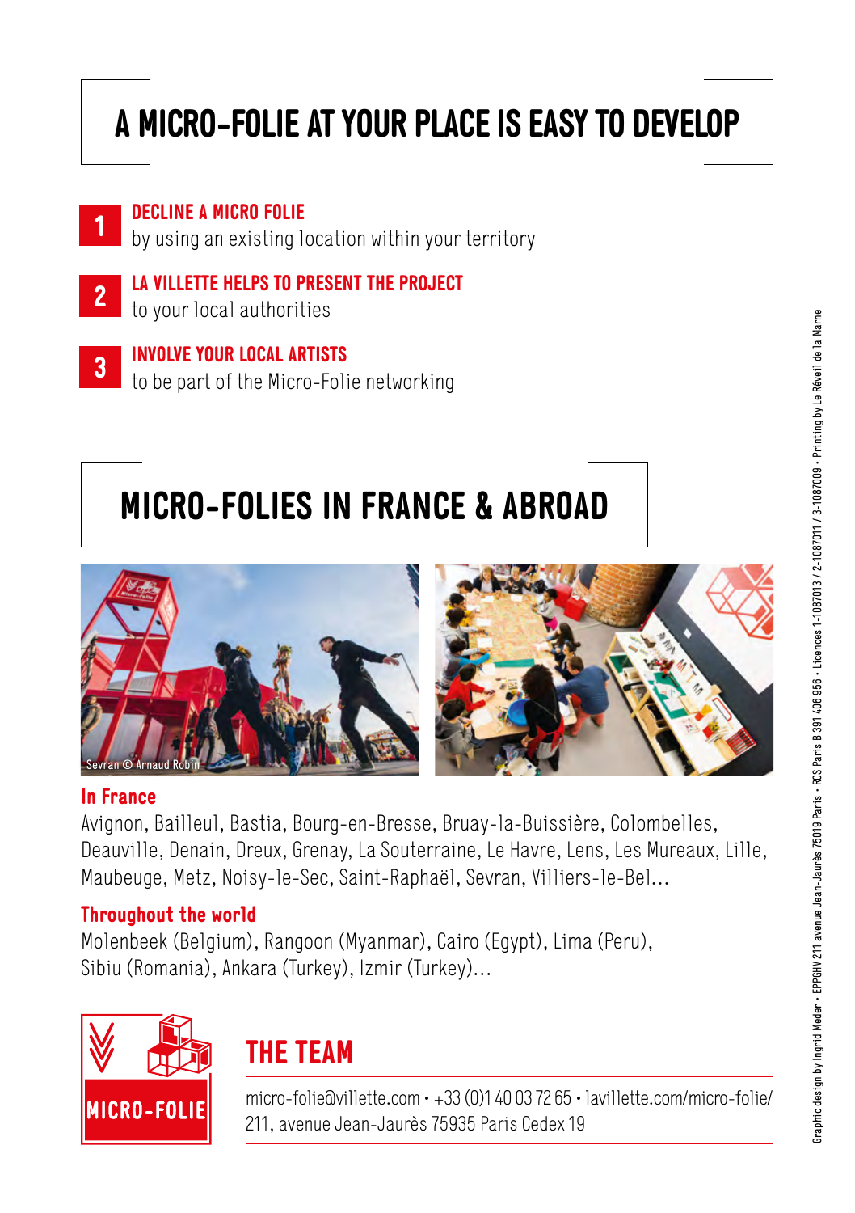# A MICRO-FOLIE AT YOUR PLACE IS EASY TO DEVELOP

1. **DECLINE A MICRO FOLIE**
   by using an existing location within your territory

2. **LA VILLETTE HELPS TO PRESENT THE PROJECT**
   to your local authorities

3. **INVOLVE YOUR LOCAL ARTISTS**
   to be part of the Micro-Folie networking

# MICRO-FOLIES IN FRANCE & ABROAD

Sevran © Arnaud Robin

### In France

Avignon, Bailleul, Bastia, Bourg-en-Bresse, Bruay-la-Buissière, Colombelles, Deauville, Denain, Dreux, Grenay, La Souterraine, Le Havre, Lens, Les Mureaux, Lille, Maubeuge, Metz, Noisy-le-Sec, Saint-Raphaël, Sevran, Villiers-le-Bel...

### Throughout the world

Molenbeek (Belgium), Rangoon (Myanmar), Cairo (Egypt), Lima (Peru), Sibiu (Romania), Ankara (Turkey), Izmir (Turkey)...

MICRO-FOLIE

## THE TEAM

micro-folie@villette.com • +33 (0)1 40 03 72 65 • lavillette.com/micro-folie/
211, avenue Jean-Jaurès 75935 Paris Cedex 19

Graphic design by Ingrid Meder • EPPGHV 211 avenue Jean-Jaurès 75019 Paris • RCS Paris B 391 406 956 • Licences 1-1087013 / 2-1087011 / 3-1087009 • Printing by Le Réveil de la Marne